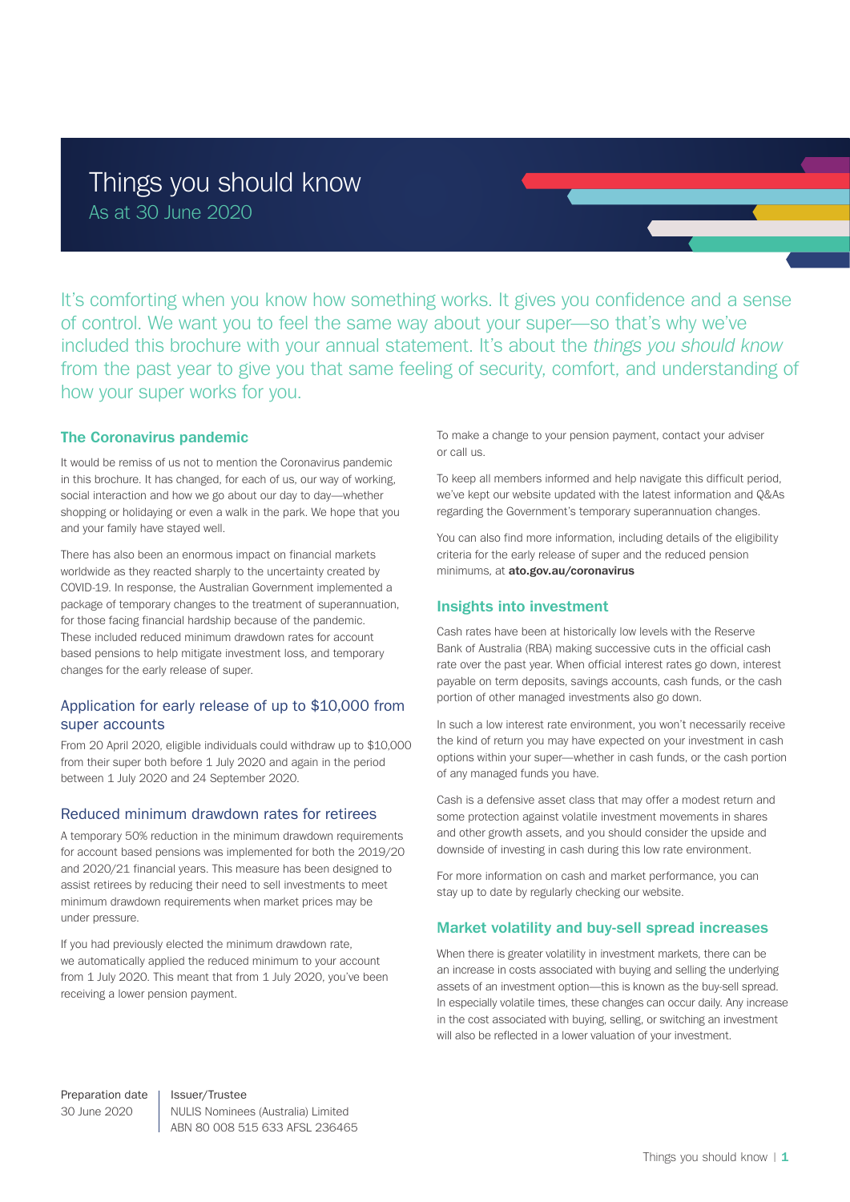# Things you should know

As at 30 June 2020

It's comforting when you know how something works. It gives you confidence and a sense of control. We want you to feel the same way about your super—so that's why we've included this brochure with your annual statement. It's about the *things you should know* from the past year to give you that same feeling of security, comfort, and understanding of how your super works for you.

## The Coronavirus pandemic

It would be remiss of us not to mention the Coronavirus pandemic in this brochure. It has changed, for each of us, our way of working, social interaction and how we go about our day to day—whether shopping or holidaying or even a walk in the park. We hope that you and your family have stayed well.

There has also been an enormous impact on financial markets worldwide as they reacted sharply to the uncertainty created by COVID-19. In response, the Australian Government implemented a package of temporary changes to the treatment of superannuation, for those facing financial hardship because of the pandemic. These included reduced minimum drawdown rates for account based pensions to help mitigate investment loss, and temporary changes for the early release of super.

### Application for early release of up to $10,000 from super accounts

From 20 April 2020, eligible individuals could withdraw up to $10,000 from their super both before 1 July 2020 and again in the period between 1 July 2020 and 24 September 2020.

### Reduced minimum drawdown rates for retirees

A temporary 50% reduction in the minimum drawdown requirements for account based pensions was implemented for both the 2019/20 and 2020/21 financial years. This measure has been designed to assist retirees by reducing their need to sell investments to meet minimum drawdown requirements when market prices may be under pressure.

If you had previously elected the minimum drawdown rate, we automatically applied the reduced minimum to your account from 1 July 2020. This meant that from 1 July 2020, you've been receiving a lower pension payment.

To make a change to your pension payment, contact your adviser or call us.

To keep all members informed and help navigate this difficult period, we've kept our website updated with the latest information and Q&As regarding the Government's temporary superannuation changes.

You can also find more information, including details of the eligibility criteria for the early release of super and the reduced pension minimums, at **ato.gov.au/coronavirus**

## Insights into investment

Cash rates have been at historically low levels with the Reserve Bank of Australia (RBA) making successive cuts in the official cash rate over the past year. When official interest rates go down, interest payable on term deposits, savings accounts, cash funds, or the cash portion of other managed investments also go down.

In such a low interest rate environment, you won't necessarily receive the kind of return you may have expected on your investment in cash options within your super—whether in cash funds, or the cash portion of any managed funds you have.

Cash is a defensive asset class that may offer a modest return and some protection against volatile investment movements in shares and other growth assets, and you should consider the upside and downside of investing in cash during this low rate environment.

For more information on cash and market performance, you can stay up to date by regularly checking our website.

## Market volatility and buy-sell spread increases

When there is greater volatility in investment markets, there can be an increase in costs associated with buying and selling the underlying assets of an investment option—this is known as the buy-sell spread. In especially volatile times, these changes can occur daily. Any increase in the cost associated with buying, selling, or switching an investment will also be reflected in a lower valuation of your investment.

Preparation date
30 June 2020

Issuer/Trustee
NULIS Nominees (Australia) Limited
ABN 80 008 515 633 AFSL 236465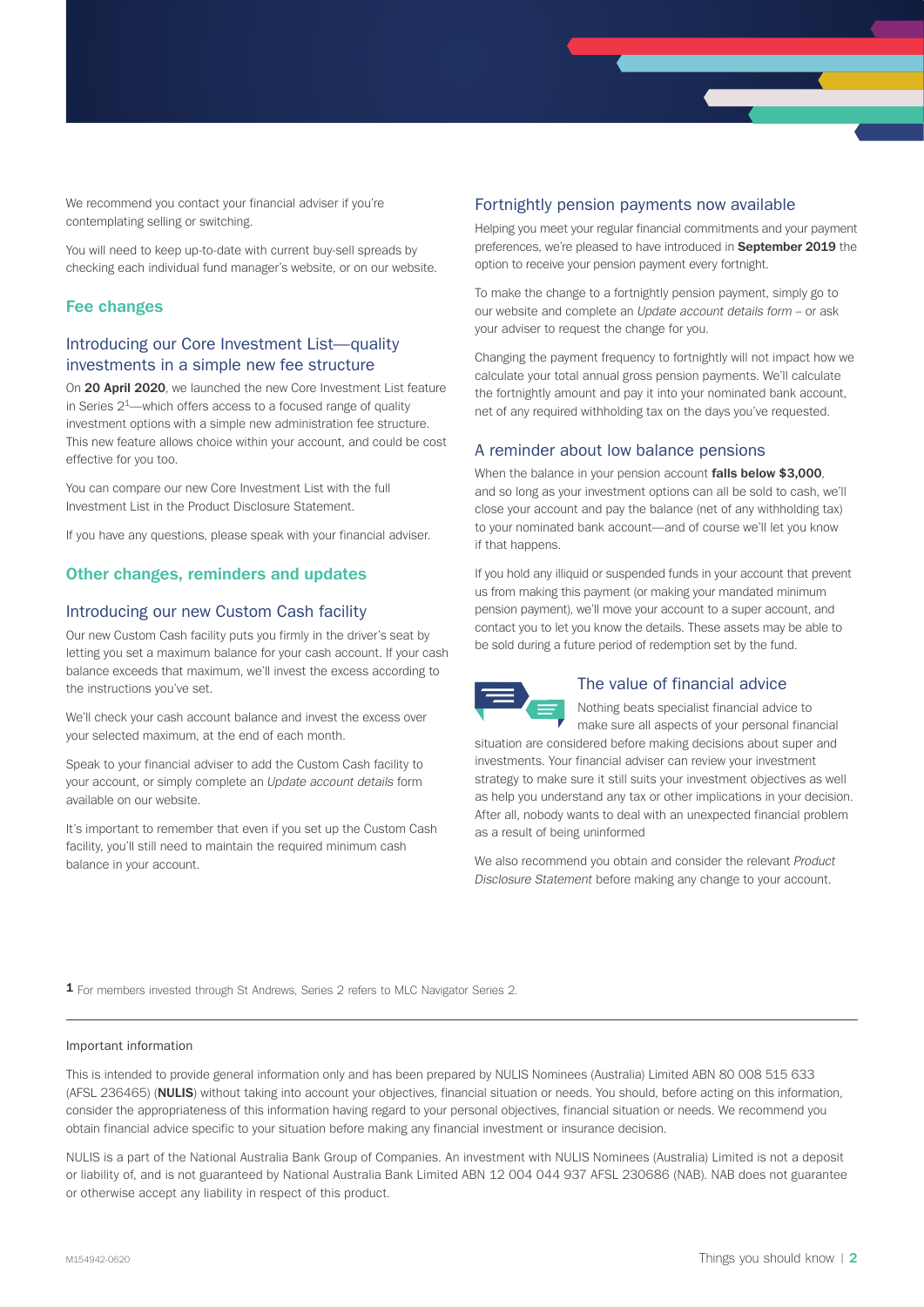We recommend you contact your financial adviser if you're contemplating selling or switching.

You will need to keep up-to-date with current buy-sell spreads by checking each individual fund manager's website, or on our website.

## Fee changes

### Introducing our Core Investment List—quality investments in a simple new fee structure

On **20 April 2020**, we launched the new Core Investment List feature in Series 2[1]—which offers access to a focused range of quality investment options with a simple new administration fee structure. This new feature allows choice within your account, and could be cost effective for you too.

You can compare our new Core Investment List with the full Investment List in the Product Disclosure Statement.

If you have any questions, please speak with your financial adviser.

## Other changes, reminders and updates

### Introducing our new Custom Cash facility

Our new Custom Cash facility puts you firmly in the driver's seat by letting you set a maximum balance for your cash account. If your cash balance exceeds that maximum, we'll invest the excess according to the instructions you've set.

We'll check your cash account balance and invest the excess over your selected maximum, at the end of each month.

Speak to your financial adviser to add the Custom Cash facility to your account, or simply complete an *Update account details* form available on our website.

It's important to remember that even if you set up the Custom Cash facility, you'll still need to maintain the required minimum cash balance in your account.

### Fortnightly pension payments now available

Helping you meet your regular financial commitments and your payment preferences, we're pleased to have introduced in **September 2019** the option to receive your pension payment every fortnight.

To make the change to a fortnightly pension payment, simply go to our website and complete an *Update account details form* – or ask your adviser to request the change for you.

Changing the payment frequency to fortnightly will not impact how we calculate your total annual gross pension payments. We'll calculate the fortnightly amount and pay it into your nominated bank account, net of any required withholding tax on the days you've requested.

### A reminder about low balance pensions

When the balance in your pension account **falls below $3,000**, and so long as your investment options can all be sold to cash, we'll close your account and pay the balance (net of any withholding tax) to your nominated bank account—and of course we'll let you know if that happens.

If you hold any illiquid or suspended funds in your account that prevent us from making this payment (or making your mandated minimum pension payment), we'll move your account to a super account, and contact you to let you know the details. These assets may be able to be sold during a future period of redemption set by the fund.

### The value of financial advice

Nothing beats specialist financial advice to make sure all aspects of your personal financial situation are considered before making decisions about super and investments. Your financial adviser can review your investment strategy to make sure it still suits your investment objectives as well as help you understand any tax or other implications in your decision. After all, nobody wants to deal with an unexpected financial problem as a result of being uninformed

We also recommend you obtain and consider the relevant *Product Disclosure Statement* before making any change to your account.

**1** For members invested through St Andrews, Series 2 refers to MLC Navigator Series 2.

---

Important information

This is intended to provide general information only and has been prepared by NULIS Nominees (Australia) Limited ABN 80 008 515 633 (AFSL 236465) (**NULIS**) without taking into account your objectives, financial situation or needs. You should, before acting on this information, consider the appropriateness of this information having regard to your personal objectives, financial situation or needs. We recommend you obtain financial advice specific to your situation before making any financial investment or insurance decision.

NULIS is a part of the National Australia Bank Group of Companies. An investment with NULIS Nominees (Australia) Limited is not a deposit or liability of, and is not guaranteed by National Australia Bank Limited ABN 12 004 044 937 AFSL 230686 (NAB). NAB does not guarantee or otherwise accept any liability in respect of this product.

M154942-0620